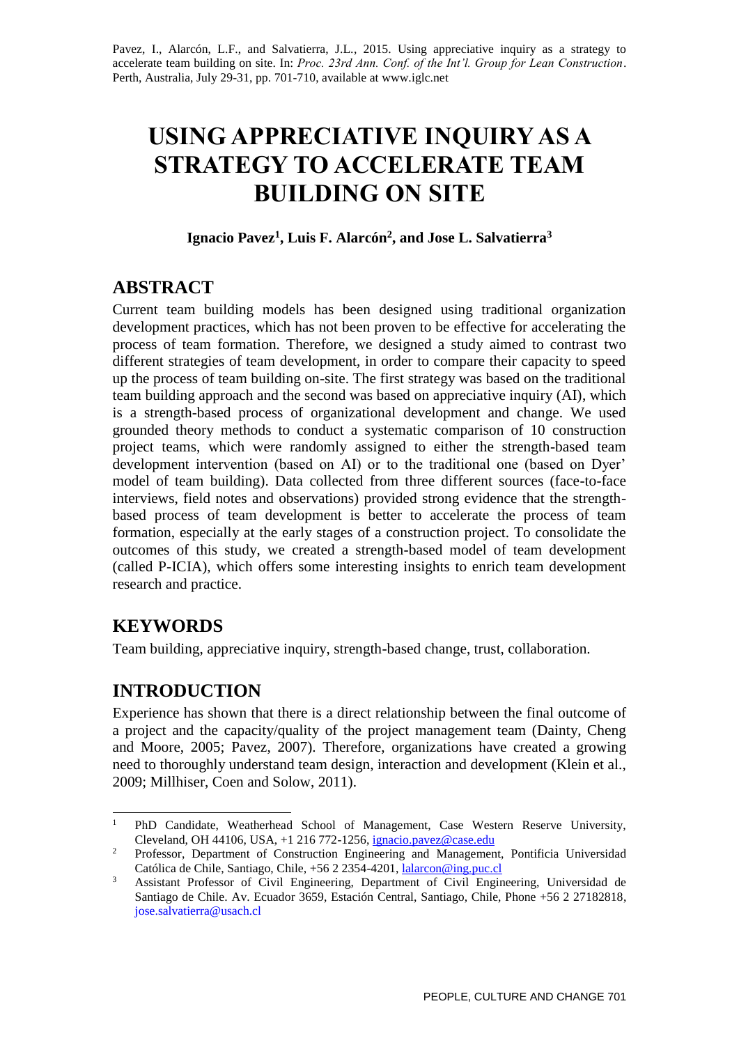Pavez, I., Alarcón, L.F., and Salvatierra, J.L., 2015. Using appreciative inquiry as a strategy to accelerate team building on site. In: *Proc. 23rd Ann. Conf. of the Int'l. Group for Lean Construction*. Perth, Australia, July 29-31, pp. 701-710, available at www.iglc.net

# USING APPRECIATIVE INQUIRY AS A STRATEGY TO ACCELERATE TEAM BUILDING ON SITE

**Ignacio Pavez[1], Luis F. Alarcón[2], and Jose L. Salvatierra[3]**

## ABSTRACT

Current team building models has been designed using traditional organization development practices, which has not been proven to be effective for accelerating the process of team formation. Therefore, we designed a study aimed to contrast two different strategies of team development, in order to compare their capacity to speed up the process of team building on-site. The first strategy was based on the traditional team building approach and the second was based on appreciative inquiry (AI), which is a strength-based process of organizational development and change. We used grounded theory methods to conduct a systematic comparison of 10 construction project teams, which were randomly assigned to either the strength-based team development intervention (based on AI) or to the traditional one (based on Dyer' model of team building). Data collected from three different sources (face-to-face interviews, field notes and observations) provided strong evidence that the strength-based process of team development is better to accelerate the process of team formation, especially at the early stages of a construction project. To consolidate the outcomes of this study, we created a strength-based model of team development (called P-ICIA), which offers some interesting insights to enrich team development research and practice.

## KEYWORDS

Team building, appreciative inquiry, strength-based change, trust, collaboration.

## INTRODUCTION

Experience has shown that there is a direct relationship between the final outcome of a project and the capacity/quality of the project management team (Dainty, Cheng and Moore, 2005; Pavez, 2007). Therefore, organizations have created a growing need to thoroughly understand team design, interaction and development (Klein et al., 2009; Millhiser, Coen and Solow, 2011).

---

[1] PhD Candidate, Weatherhead School of Management, Case Western Reserve University, Cleveland, OH 44106, USA, +1 216 772-1256, ignacio.pavez@case.edu

[2] Professor, Department of Construction Engineering and Management, Pontificia Universidad Católica de Chile, Santiago, Chile, +56 2 2354-4201, lalarcon@ing.puc.cl

[3] Assistant Professor of Civil Engineering, Department of Civil Engineering, Universidad de Santiago de Chile. Av. Ecuador 3659, Estación Central, Santiago, Chile, Phone +56 2 27182818, jose.salvatierra@usach.cl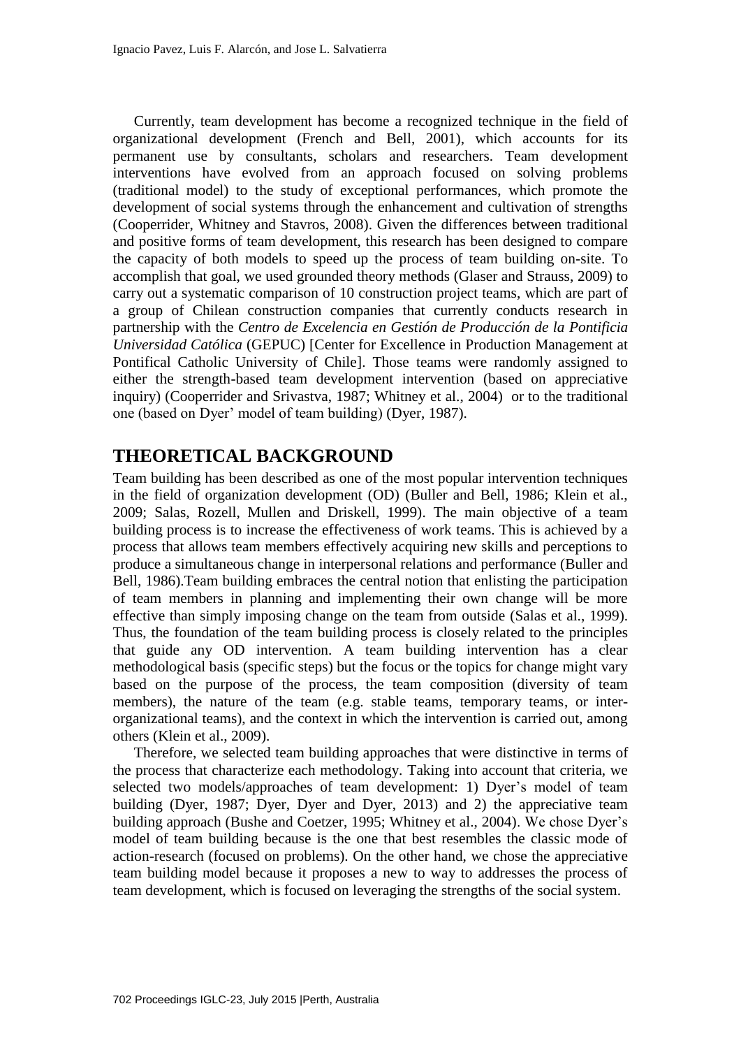Currently, team development has become a recognized technique in the field of organizational development (French and Bell, 2001), which accounts for its permanent use by consultants, scholars and researchers. Team development interventions have evolved from an approach focused on solving problems (traditional model) to the study of exceptional performances, which promote the development of social systems through the enhancement and cultivation of strengths (Cooperrider, Whitney and Stavros, 2008). Given the differences between traditional and positive forms of team development, this research has been designed to compare the capacity of both models to speed up the process of team building on-site. To accomplish that goal, we used grounded theory methods (Glaser and Strauss, 2009) to carry out a systematic comparison of 10 construction project teams, which are part of a group of Chilean construction companies that currently conducts research in partnership with the *Centro de Excelencia en Gestión de Producción de la Pontificia Universidad Católica* (GEPUC) [Center for Excellence in Production Management at Pontifical Catholic University of Chile]. Those teams were randomly assigned to either the strength-based team development intervention (based on appreciative inquiry) (Cooperrider and Srivastva, 1987; Whitney et al., 2004) or to the traditional one (based on Dyer' model of team building) (Dyer, 1987).

## THEORETICAL BACKGROUND

Team building has been described as one of the most popular intervention techniques in the field of organization development (OD) (Buller and Bell, 1986; Klein et al., 2009; Salas, Rozell, Mullen and Driskell, 1999). The main objective of a team building process is to increase the effectiveness of work teams. This is achieved by a process that allows team members effectively acquiring new skills and perceptions to produce a simultaneous change in interpersonal relations and performance (Buller and Bell, 1986).Team building embraces the central notion that enlisting the participation of team members in planning and implementing their own change will be more effective than simply imposing change on the team from outside (Salas et al., 1999). Thus, the foundation of the team building process is closely related to the principles that guide any OD intervention. A team building intervention has a clear methodological basis (specific steps) but the focus or the topics for change might vary based on the purpose of the process, the team composition (diversity of team members), the nature of the team (e.g. stable teams, temporary teams, or inter-organizational teams), and the context in which the intervention is carried out, among others (Klein et al., 2009).

Therefore, we selected team building approaches that were distinctive in terms of the process that characterize each methodology. Taking into account that criteria, we selected two models/approaches of team development: 1) Dyer's model of team building (Dyer, 1987; Dyer, Dyer and Dyer, 2013) and 2) the appreciative team building approach (Bushe and Coetzer, 1995; Whitney et al., 2004). We chose Dyer's model of team building because is the one that best resembles the classic mode of action-research (focused on problems). On the other hand, we chose the appreciative team building model because it proposes a new to way to addresses the process of team development, which is focused on leveraging the strengths of the social system.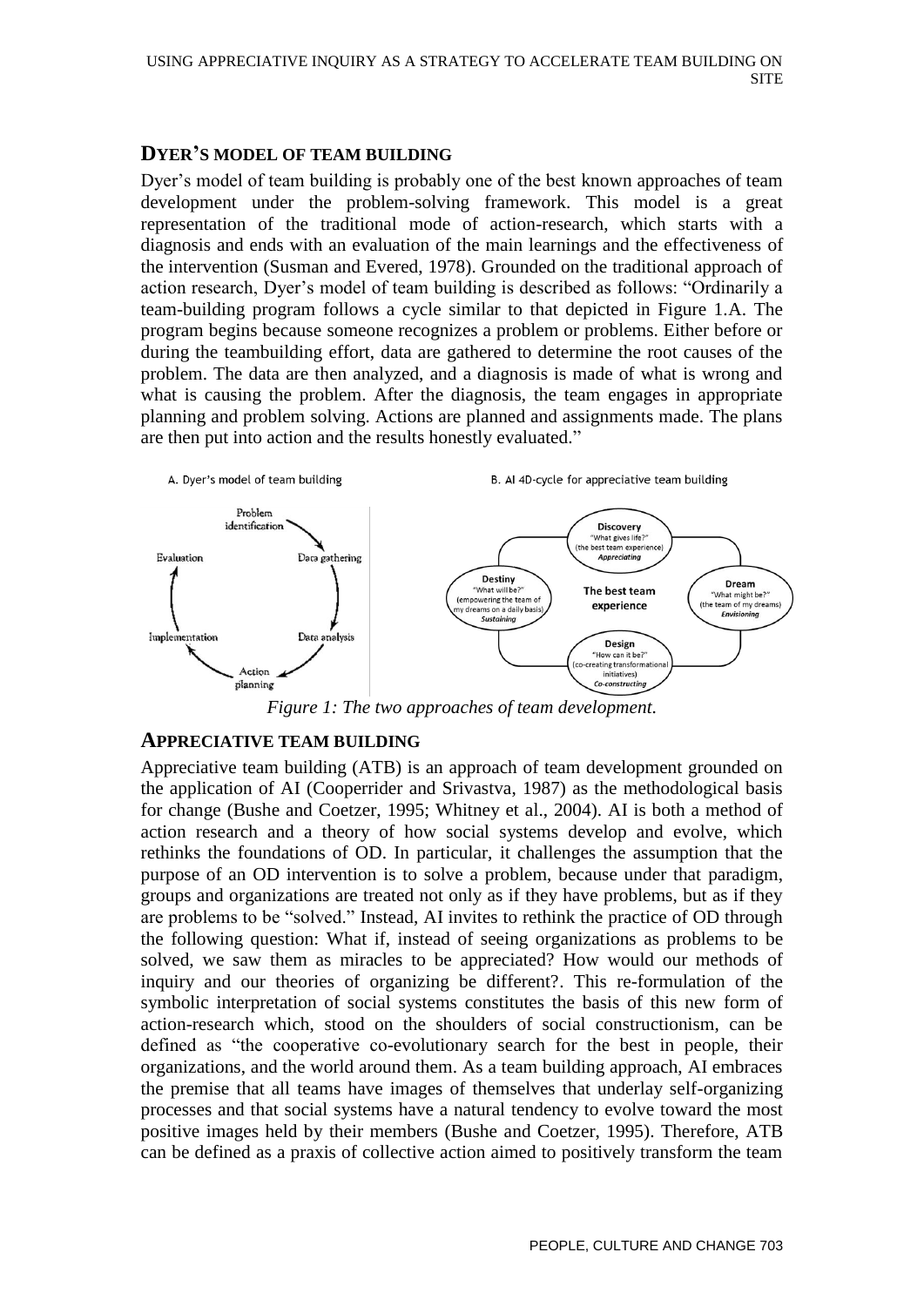## DYER'S MODEL OF TEAM BUILDING

Dyer's model of team building is probably one of the best known approaches of team development under the problem-solving framework. This model is a great representation of the traditional mode of action-research, which starts with a diagnosis and ends with an evaluation of the main learnings and the effectiveness of the intervention (Susman and Evered, 1978). Grounded on the traditional approach of action research, Dyer's model of team building is described as follows: "Ordinarily a team-building program follows a cycle similar to that depicted in Figure 1.A. The program begins because someone recognizes a problem or problems. Either before or during the teambuilding effort, data are gathered to determine the root causes of the problem. The data are then analyzed, and a diagnosis is made of what is wrong and what is causing the problem. After the diagnosis, the team engages in appropriate planning and problem solving. Actions are planned and assignments made. The plans are then put into action and the results honestly evaluated."

A. Dyer's model of team building

Problem identification → Data gathering → Data analysis → Action planning → Implementation → Evaluation

B. AI 4D-cycle for appreciative team building

The best team experience

- **Discovery** "What gives life?" (the best team experience) *Appreciating*
- **Dream** "What might be?" (the team of my dreams) *Envisioning*
- **Design** "How can it be?" (co-creating transformational initiatives) *Co-constructing*
- **Destiny** "What will be?" (empowering the team of my dreams on a daily basis) *Sustaining*

*Figure 1: The two approaches of team development.*

## APPRECIATIVE TEAM BUILDING

Appreciative team building (ATB) is an approach of team development grounded on the application of AI (Cooperrider and Srivastva, 1987) as the methodological basis for change (Bushe and Coetzer, 1995; Whitney et al., 2004). AI is both a method of action research and a theory of how social systems develop and evolve, which rethinks the foundations of OD. In particular, it challenges the assumption that the purpose of an OD intervention is to solve a problem, because under that paradigm, groups and organizations are treated not only as if they have problems, but as if they are problems to be "solved." Instead, AI invites to rethink the practice of OD through the following question: What if, instead of seeing organizations as problems to be solved, we saw them as miracles to be appreciated? How would our methods of inquiry and our theories of organizing be different?. This re-formulation of the symbolic interpretation of social systems constitutes the basis of this new form of action-research which, stood on the shoulders of social constructionism, can be defined as "the cooperative co-evolutionary search for the best in people, their organizations, and the world around them. As a team building approach, AI embraces the premise that all teams have images of themselves that underlay self-organizing processes and that social systems have a natural tendency to evolve toward the most positive images held by their members (Bushe and Coetzer, 1995). Therefore, ATB can be defined as a praxis of collective action aimed to positively transform the team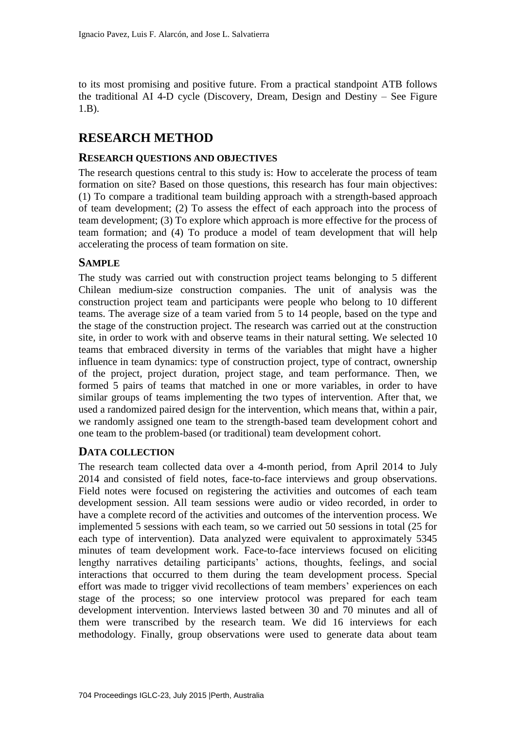to its most promising and positive future. From a practical standpoint ATB follows the traditional AI 4-D cycle (Discovery, Dream, Design and Destiny – See Figure 1.B).

# RESEARCH METHOD

## RESEARCH QUESTIONS AND OBJECTIVES

The research questions central to this study is: How to accelerate the process of team formation on site? Based on those questions, this research has four main objectives: (1) To compare a traditional team building approach with a strength-based approach of team development; (2) To assess the effect of each approach into the process of team development; (3) To explore which approach is more effective for the process of team formation; and (4) To produce a model of team development that will help accelerating the process of team formation on site.

## SAMPLE

The study was carried out with construction project teams belonging to 5 different Chilean medium-size construction companies. The unit of analysis was the construction project team and participants were people who belong to 10 different teams. The average size of a team varied from 5 to 14 people, based on the type and the stage of the construction project. The research was carried out at the construction site, in order to work with and observe teams in their natural setting. We selected 10 teams that embraced diversity in terms of the variables that might have a higher influence in team dynamics: type of construction project, type of contract, ownership of the project, project duration, project stage, and team performance. Then, we formed 5 pairs of teams that matched in one or more variables, in order to have similar groups of teams implementing the two types of intervention. After that, we used a randomized paired design for the intervention, which means that, within a pair, we randomly assigned one team to the strength-based team development cohort and one team to the problem-based (or traditional) team development cohort.

## DATA COLLECTION

The research team collected data over a 4-month period, from April 2014 to July 2014 and consisted of field notes, face-to-face interviews and group observations. Field notes were focused on registering the activities and outcomes of each team development session. All team sessions were audio or video recorded, in order to have a complete record of the activities and outcomes of the intervention process. We implemented 5 sessions with each team, so we carried out 50 sessions in total (25 for each type of intervention). Data analyzed were equivalent to approximately 5345 minutes of team development work. Face-to-face interviews focused on eliciting lengthy narratives detailing participants' actions, thoughts, feelings, and social interactions that occurred to them during the team development process. Special effort was made to trigger vivid recollections of team members' experiences on each stage of the process; so one interview protocol was prepared for each team development intervention. Interviews lasted between 30 and 70 minutes and all of them were transcribed by the research team. We did 16 interviews for each methodology. Finally, group observations were used to generate data about team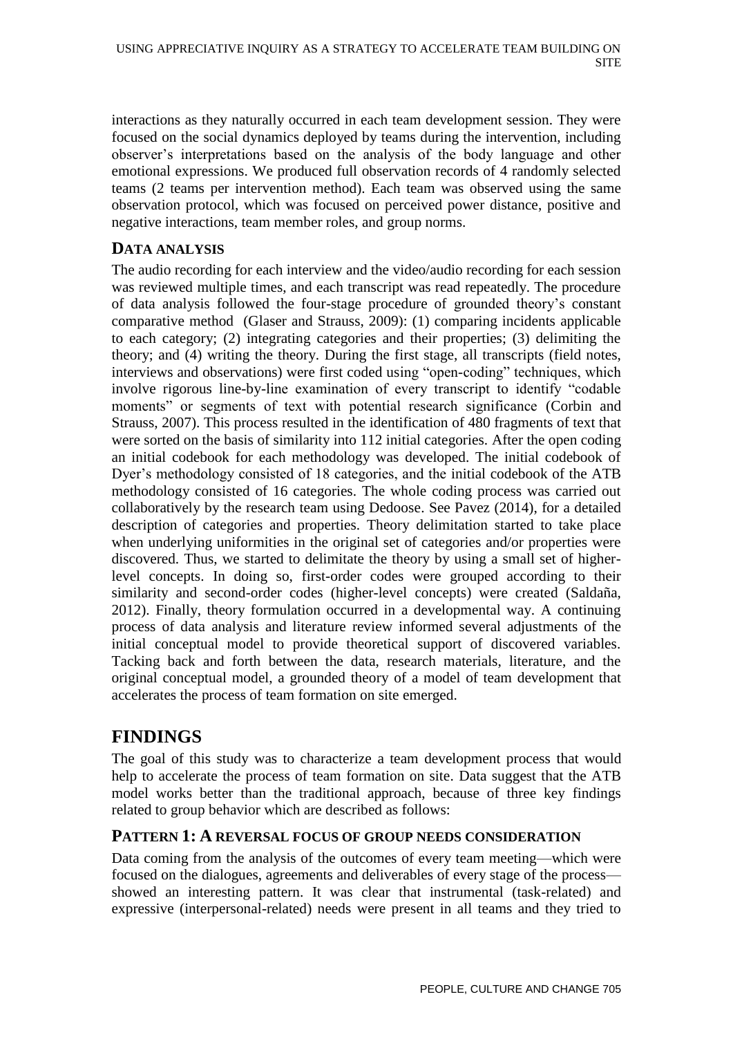interactions as they naturally occurred in each team development session. They were focused on the social dynamics deployed by teams during the intervention, including observer's interpretations based on the analysis of the body language and other emotional expressions. We produced full observation records of 4 randomly selected teams (2 teams per intervention method). Each team was observed using the same observation protocol, which was focused on perceived power distance, positive and negative interactions, team member roles, and group norms.

### DATA ANALYSIS

The audio recording for each interview and the video/audio recording for each session was reviewed multiple times, and each transcript was read repeatedly. The procedure of data analysis followed the four-stage procedure of grounded theory's constant comparative method (Glaser and Strauss, 2009): (1) comparing incidents applicable to each category; (2) integrating categories and their properties; (3) delimiting the theory; and (4) writing the theory. During the first stage, all transcripts (field notes, interviews and observations) were first coded using "open-coding" techniques, which involve rigorous line-by-line examination of every transcript to identify "codable moments" or segments of text with potential research significance (Corbin and Strauss, 2007). This process resulted in the identification of 480 fragments of text that were sorted on the basis of similarity into 112 initial categories. After the open coding an initial codebook for each methodology was developed. The initial codebook of Dyer's methodology consisted of 18 categories, and the initial codebook of the ATB methodology consisted of 16 categories. The whole coding process was carried out collaboratively by the research team using Dedoose. See Pavez (2014), for a detailed description of categories and properties. Theory delimitation started to take place when underlying uniformities in the original set of categories and/or properties were discovered. Thus, we started to delimitate the theory by using a small set of higher-level concepts. In doing so, first-order codes were grouped according to their similarity and second-order codes (higher-level concepts) were created (Saldaña, 2012). Finally, theory formulation occurred in a developmental way. A continuing process of data analysis and literature review informed several adjustments of the initial conceptual model to provide theoretical support of discovered variables. Tacking back and forth between the data, research materials, literature, and the original conceptual model, a grounded theory of a model of team development that accelerates the process of team formation on site emerged.

## FINDINGS

The goal of this study was to characterize a team development process that would help to accelerate the process of team formation on site. Data suggest that the ATB model works better than the traditional approach, because of three key findings related to group behavior which are described as follows:

### PATTERN 1: A REVERSAL FOCUS OF GROUP NEEDS CONSIDERATION

Data coming from the analysis of the outcomes of every team meeting—which were focused on the dialogues, agreements and deliverables of every stage of the process—showed an interesting pattern. It was clear that instrumental (task-related) and expressive (interpersonal-related) needs were present in all teams and they tried to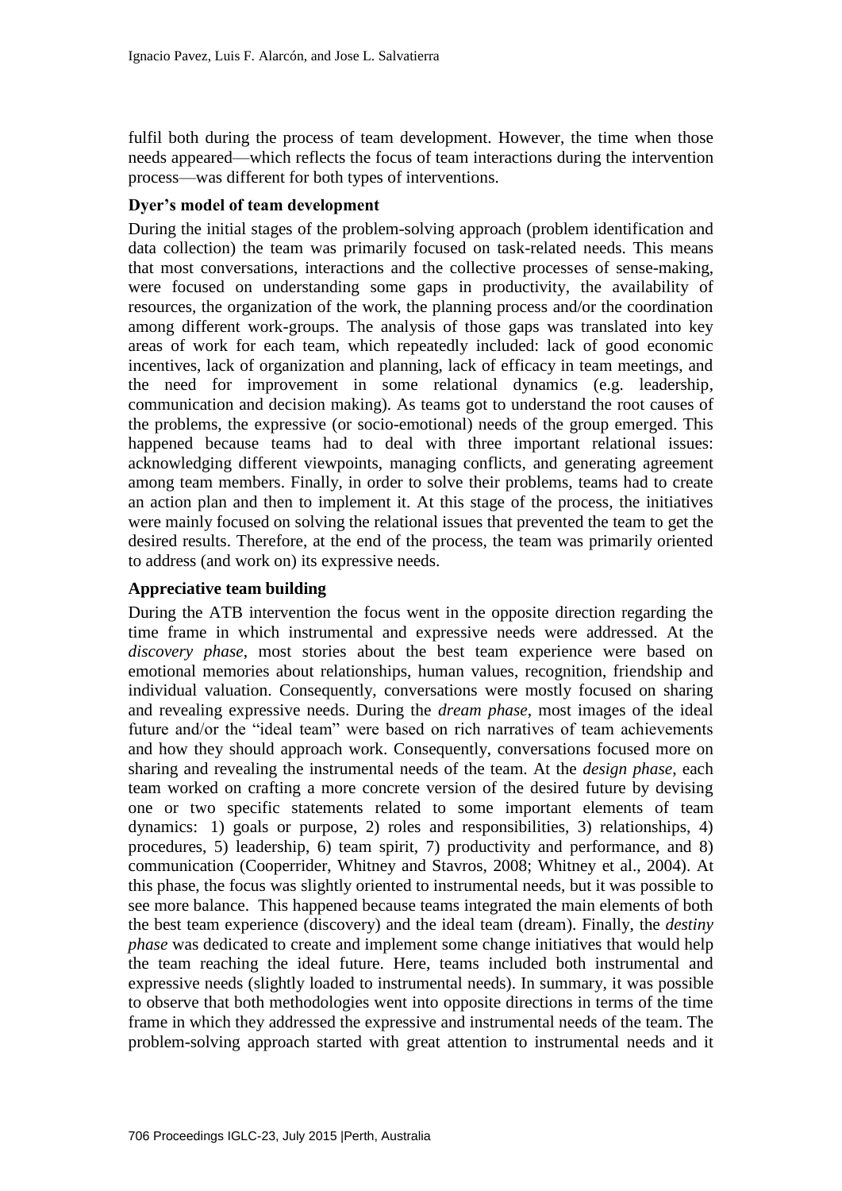fulfil both during the process of team development. However, the time when those needs appeared—which reflects the focus of team interactions during the intervention process—was different for both types of interventions.

**Dyer's model of team development**

During the initial stages of the problem-solving approach (problem identification and data collection) the team was primarily focused on task-related needs. This means that most conversations, interactions and the collective processes of sense-making, were focused on understanding some gaps in productivity, the availability of resources, the organization of the work, the planning process and/or the coordination among different work-groups. The analysis of those gaps was translated into key areas of work for each team, which repeatedly included: lack of good economic incentives, lack of organization and planning, lack of efficacy in team meetings, and the need for improvement in some relational dynamics (e.g. leadership, communication and decision making). As teams got to understand the root causes of the problems, the expressive (or socio-emotional) needs of the group emerged. This happened because teams had to deal with three important relational issues: acknowledging different viewpoints, managing conflicts, and generating agreement among team members. Finally, in order to solve their problems, teams had to create an action plan and then to implement it. At this stage of the process, the initiatives were mainly focused on solving the relational issues that prevented the team to get the desired results. Therefore, at the end of the process, the team was primarily oriented to address (and work on) its expressive needs.

**Appreciative team building**

During the ATB intervention the focus went in the opposite direction regarding the time frame in which instrumental and expressive needs were addressed. At the *discovery phase*, most stories about the best team experience were based on emotional memories about relationships, human values, recognition, friendship and individual valuation. Consequently, conversations were mostly focused on sharing and revealing expressive needs. During the *dream phase*, most images of the ideal future and/or the "ideal team" were based on rich narratives of team achievements and how they should approach work. Consequently, conversations focused more on sharing and revealing the instrumental needs of the team. At the *design phase*, each team worked on crafting a more concrete version of the desired future by devising one or two specific statements related to some important elements of team dynamics: 1) goals or purpose, 2) roles and responsibilities, 3) relationships, 4) procedures, 5) leadership, 6) team spirit, 7) productivity and performance, and 8) communication (Cooperrider, Whitney and Stavros, 2008; Whitney et al., 2004). At this phase, the focus was slightly oriented to instrumental needs, but it was possible to see more balance. This happened because teams integrated the main elements of both the best team experience (discovery) and the ideal team (dream). Finally, the *destiny phase* was dedicated to create and implement some change initiatives that would help the team reaching the ideal future. Here, teams included both instrumental and expressive needs (slightly loaded to instrumental needs). In summary, it was possible to observe that both methodologies went into opposite directions in terms of the time frame in which they addressed the expressive and instrumental needs of the team. The problem-solving approach started with great attention to instrumental needs and it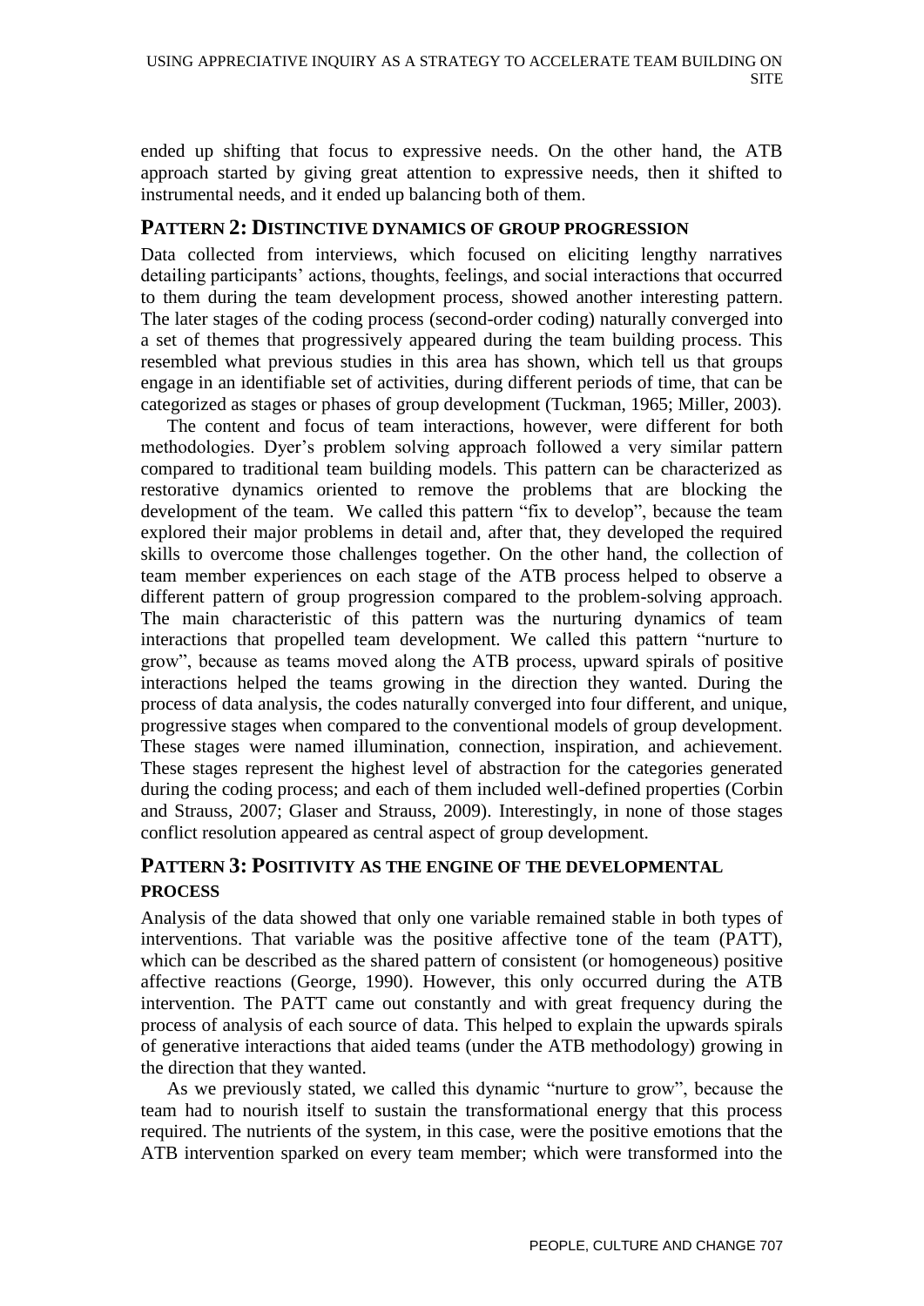ended up shifting that focus to expressive needs. On the other hand, the ATB approach started by giving great attention to expressive needs, then it shifted to instrumental needs, and it ended up balancing both of them.

## PATTERN 2: DISTINCTIVE DYNAMICS OF GROUP PROGRESSION

Data collected from interviews, which focused on eliciting lengthy narratives detailing participants' actions, thoughts, feelings, and social interactions that occurred to them during the team development process, showed another interesting pattern. The later stages of the coding process (second-order coding) naturally converged into a set of themes that progressively appeared during the team building process. This resembled what previous studies in this area has shown, which tell us that groups engage in an identifiable set of activities, during different periods of time, that can be categorized as stages or phases of group development (Tuckman, 1965; Miller, 2003).

The content and focus of team interactions, however, were different for both methodologies. Dyer's problem solving approach followed a very similar pattern compared to traditional team building models. This pattern can be characterized as restorative dynamics oriented to remove the problems that are blocking the development of the team. We called this pattern "fix to develop", because the team explored their major problems in detail and, after that, they developed the required skills to overcome those challenges together. On the other hand, the collection of team member experiences on each stage of the ATB process helped to observe a different pattern of group progression compared to the problem-solving approach. The main characteristic of this pattern was the nurturing dynamics of team interactions that propelled team development. We called this pattern "nurture to grow", because as teams moved along the ATB process, upward spirals of positive interactions helped the teams growing in the direction they wanted. During the process of data analysis, the codes naturally converged into four different, and unique, progressive stages when compared to the conventional models of group development. These stages were named illumination, connection, inspiration, and achievement. These stages represent the highest level of abstraction for the categories generated during the coding process; and each of them included well-defined properties (Corbin and Strauss, 2007; Glaser and Strauss, 2009). Interestingly, in none of those stages conflict resolution appeared as central aspect of group development.

## PATTERN 3: POSITIVITY AS THE ENGINE OF THE DEVELOPMENTAL PROCESS

Analysis of the data showed that only one variable remained stable in both types of interventions. That variable was the positive affective tone of the team (PATT), which can be described as the shared pattern of consistent (or homogeneous) positive affective reactions (George, 1990). However, this only occurred during the ATB intervention. The PATT came out constantly and with great frequency during the process of analysis of each source of data. This helped to explain the upwards spirals of generative interactions that aided teams (under the ATB methodology) growing in the direction that they wanted.

As we previously stated, we called this dynamic "nurture to grow", because the team had to nourish itself to sustain the transformational energy that this process required. The nutrients of the system, in this case, were the positive emotions that the ATB intervention sparked on every team member; which were transformed into the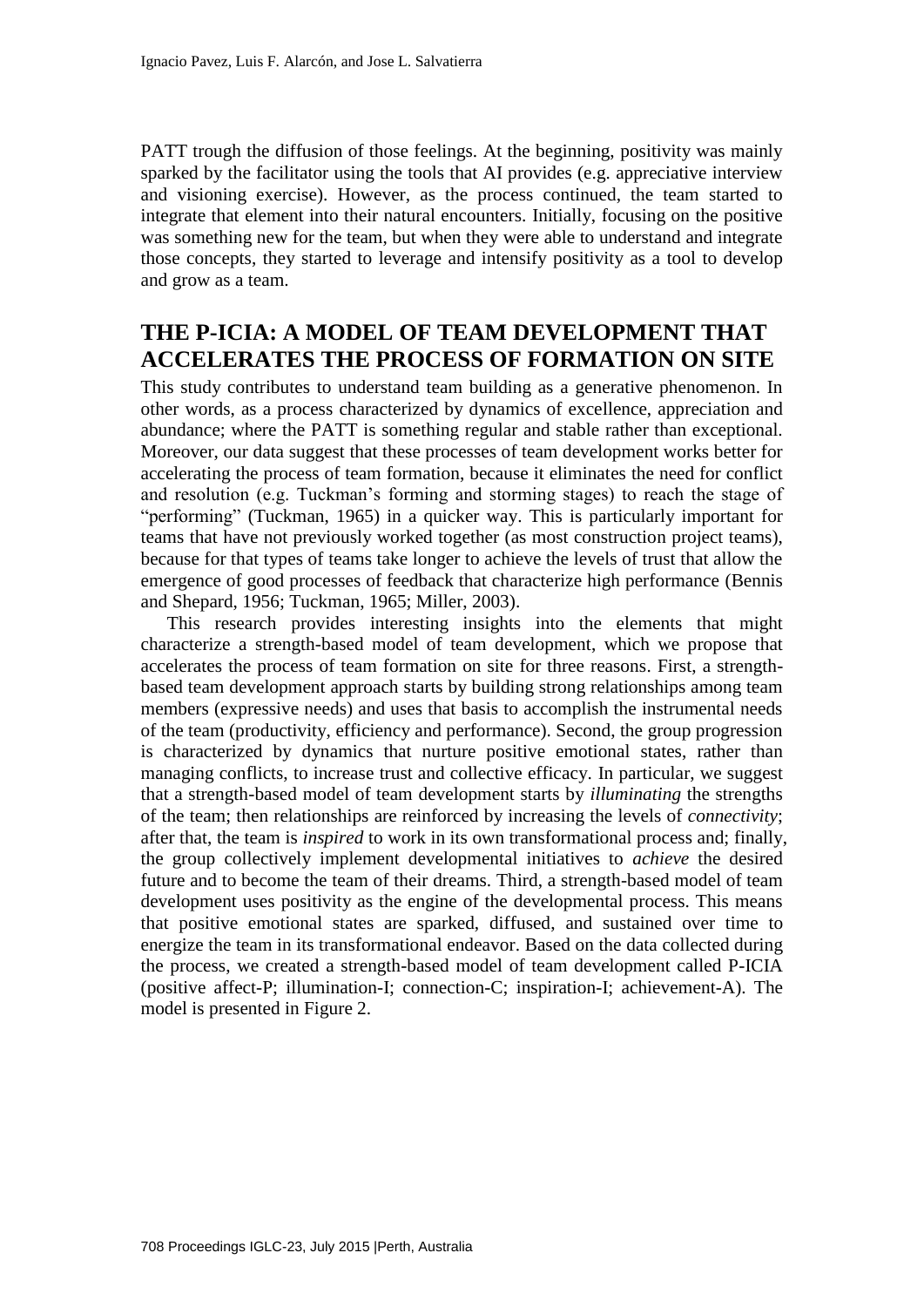PATT trough the diffusion of those feelings. At the beginning, positivity was mainly sparked by the facilitator using the tools that AI provides (e.g. appreciative interview and visioning exercise). However, as the process continued, the team started to integrate that element into their natural encounters. Initially, focusing on the positive was something new for the team, but when they were able to understand and integrate those concepts, they started to leverage and intensify positivity as a tool to develop and grow as a team.

## THE P-ICIA: A MODEL OF TEAM DEVELOPMENT THAT ACCELERATES THE PROCESS OF FORMATION ON SITE

This study contributes to understand team building as a generative phenomenon. In other words, as a process characterized by dynamics of excellence, appreciation and abundance; where the PATT is something regular and stable rather than exceptional. Moreover, our data suggest that these processes of team development works better for accelerating the process of team formation, because it eliminates the need for conflict and resolution (e.g. Tuckman's forming and storming stages) to reach the stage of "performing" (Tuckman, 1965) in a quicker way. This is particularly important for teams that have not previously worked together (as most construction project teams), because for that types of teams take longer to achieve the levels of trust that allow the emergence of good processes of feedback that characterize high performance (Bennis and Shepard, 1956; Tuckman, 1965; Miller, 2003).

This research provides interesting insights into the elements that might characterize a strength-based model of team development, which we propose that accelerates the process of team formation on site for three reasons. First, a strength-based team development approach starts by building strong relationships among team members (expressive needs) and uses that basis to accomplish the instrumental needs of the team (productivity, efficiency and performance). Second, the group progression is characterized by dynamics that nurture positive emotional states, rather than managing conflicts, to increase trust and collective efficacy. In particular, we suggest that a strength-based model of team development starts by *illuminating* the strengths of the team; then relationships are reinforced by increasing the levels of *connectivity*; after that, the team is *inspired* to work in its own transformational process and; finally, the group collectively implement developmental initiatives to *achieve* the desired future and to become the team of their dreams. Third, a strength-based model of team development uses positivity as the engine of the developmental process. This means that positive emotional states are sparked, diffused, and sustained over time to energize the team in its transformational endeavor. Based on the data collected during the process, we created a strength-based model of team development called P-ICIA (positive affect-P; illumination-I; connection-C; inspiration-I; achievement-A). The model is presented in Figure 2.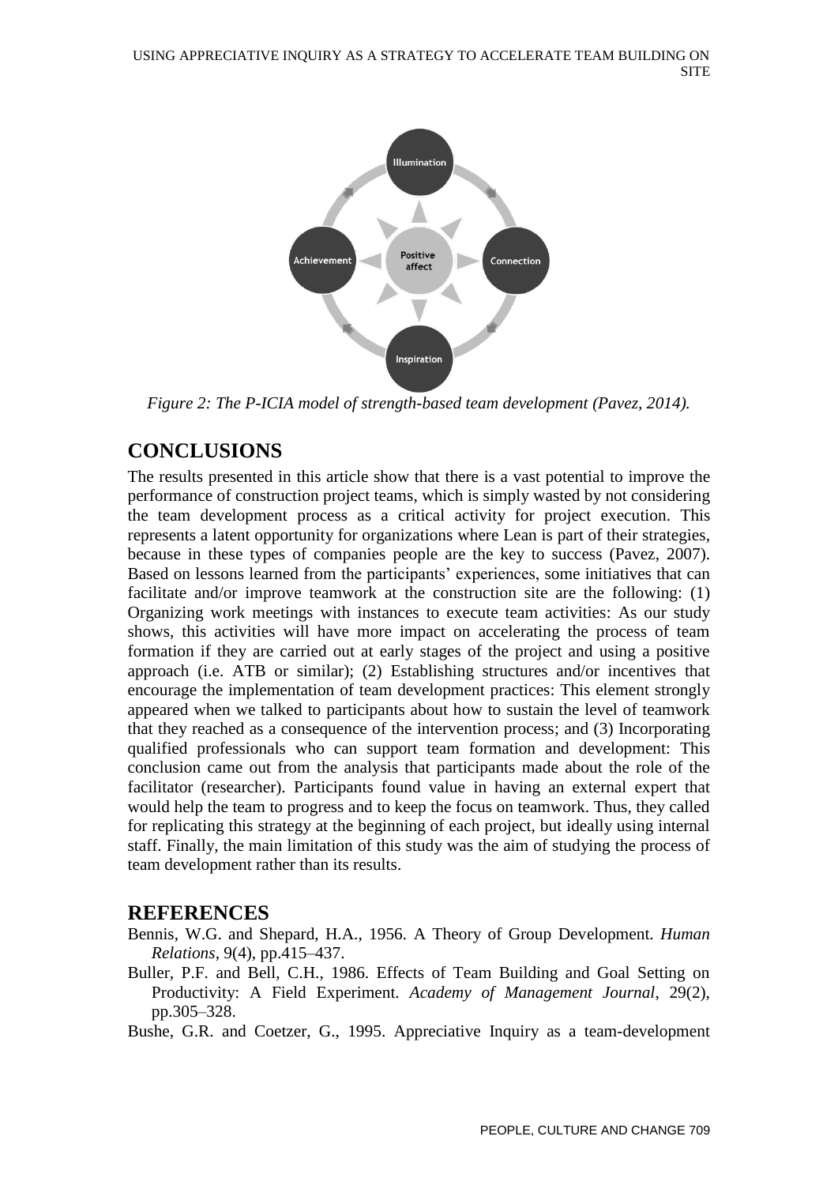*Figure 2: The P-ICIA model of strength-based team development (Pavez, 2014).*

## CONCLUSIONS

The results presented in this article show that there is a vast potential to improve the performance of construction project teams, which is simply wasted by not considering the team development process as a critical activity for project execution. This represents a latent opportunity for organizations where Lean is part of their strategies, because in these types of companies people are the key to success (Pavez, 2007). Based on lessons learned from the participants' experiences, some initiatives that can facilitate and/or improve teamwork at the construction site are the following: (1) Organizing work meetings with instances to execute team activities: As our study shows, this activities will have more impact on accelerating the process of team formation if they are carried out at early stages of the project and using a positive approach (i.e. ATB or similar); (2) Establishing structures and/or incentives that encourage the implementation of team development practices: This element strongly appeared when we talked to participants about how to sustain the level of teamwork that they reached as a consequence of the intervention process; and (3) Incorporating qualified professionals who can support team formation and development: This conclusion came out from the analysis that participants made about the role of the facilitator (researcher). Participants found value in having an external expert that would help the team to progress and to keep the focus on teamwork. Thus, they called for replicating this strategy at the beginning of each project, but ideally using internal staff. Finally, the main limitation of this study was the aim of studying the process of team development rather than its results.

## REFERENCES

Bennis, W.G. and Shepard, H.A., 1956. A Theory of Group Development. *Human Relations*, 9(4), pp.415–437.

Buller, P.F. and Bell, C.H., 1986. Effects of Team Building and Goal Setting on Productivity: A Field Experiment. *Academy of Management Journal*, 29(2), pp.305–328.

Bushe, G.R. and Coetzer, G., 1995. Appreciative Inquiry as a team-development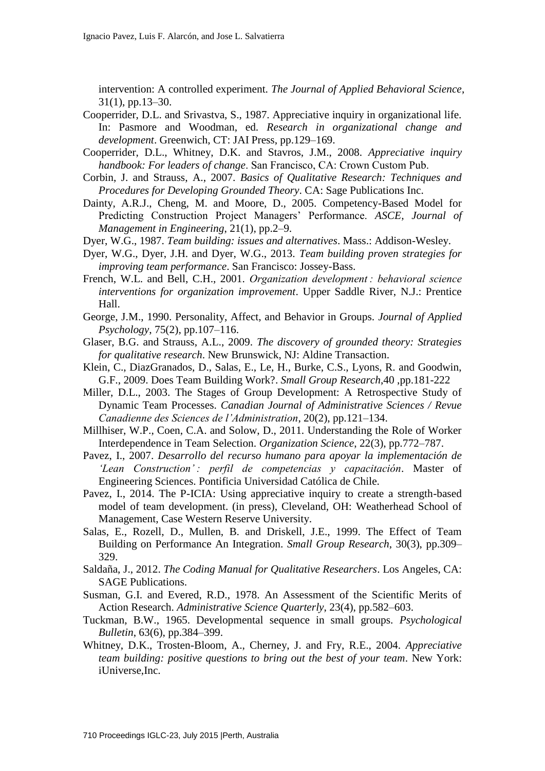intervention: A controlled experiment. *The Journal of Applied Behavioral Science*, 31(1), pp.13–30.

Cooperrider, D.L. and Srivastva, S., 1987. Appreciative inquiry in organizational life. In: Pasmore and Woodman, ed. *Research in organizational change and development*. Greenwich, CT: JAI Press, pp.129–169.

Cooperrider, D.L., Whitney, D.K. and Stavros, J.M., 2008. *Appreciative inquiry handbook: For leaders of change*. San Francisco, CA: Crown Custom Pub.

Corbin, J. and Strauss, A., 2007. *Basics of Qualitative Research: Techniques and Procedures for Developing Grounded Theory*. CA: Sage Publications Inc.

Dainty, A.R.J., Cheng, M. and Moore, D., 2005. Competency-Based Model for Predicting Construction Project Managers' Performance. *ASCE, Journal of Management in Engineering*, 21(1), pp.2–9.

Dyer, W.G., 1987. *Team building: issues and alternatives*. Mass.: Addison-Wesley.

Dyer, W.G., Dyer, J.H. and Dyer, W.G., 2013. *Team building proven strategies for improving team performance*. San Francisco: Jossey-Bass.

French, W.L. and Bell, C.H., 2001. *Organization development : behavioral science interventions for organization improvement*. Upper Saddle River, N.J.: Prentice Hall.

George, J.M., 1990. Personality, Affect, and Behavior in Groups. *Journal of Applied Psychology*, 75(2), pp.107–116.

Glaser, B.G. and Strauss, A.L., 2009. *The discovery of grounded theory: Strategies for qualitative research*. New Brunswick, NJ: Aldine Transaction.

Klein, C., DiazGranados, D., Salas, E., Le, H., Burke, C.S., Lyons, R. and Goodwin, G.F., 2009. Does Team Building Work?. *Small Group Research*,40 ,pp.181-222

Miller, D.L., 2003. The Stages of Group Development: A Retrospective Study of Dynamic Team Processes. *Canadian Journal of Administrative Sciences / Revue Canadienne des Sciences de l'Administration*, 20(2), pp.121–134.

Millhiser, W.P., Coen, C.A. and Solow, D., 2011. Understanding the Role of Worker Interdependence in Team Selection. *Organization Science*, 22(3), pp.772–787.

Pavez, I., 2007. *Desarrollo del recurso humano para apoyar la implementación de 'Lean Construction' : perfil de competencias y capacitación*. Master of Engineering Sciences. Pontificia Universidad Católica de Chile.

Pavez, I., 2014. The P-ICIA: Using appreciative inquiry to create a strength-based model of team development. (in press), Cleveland, OH: Weatherhead School of Management, Case Western Reserve University.

Salas, E., Rozell, D., Mullen, B. and Driskell, J.E., 1999. The Effect of Team Building on Performance An Integration. *Small Group Research*, 30(3), pp.309–329.

Saldaña, J., 2012. *The Coding Manual for Qualitative Researchers*. Los Angeles, CA: SAGE Publications.

Susman, G.I. and Evered, R.D., 1978. An Assessment of the Scientific Merits of Action Research. *Administrative Science Quarterly*, 23(4), pp.582–603.

Tuckman, B.W., 1965. Developmental sequence in small groups. *Psychological Bulletin*, 63(6), pp.384–399.

Whitney, D.K., Trosten-Bloom, A., Cherney, J. and Fry, R.E., 2004. *Appreciative team building: positive questions to bring out the best of your team*. New York: iUniverse,Inc.